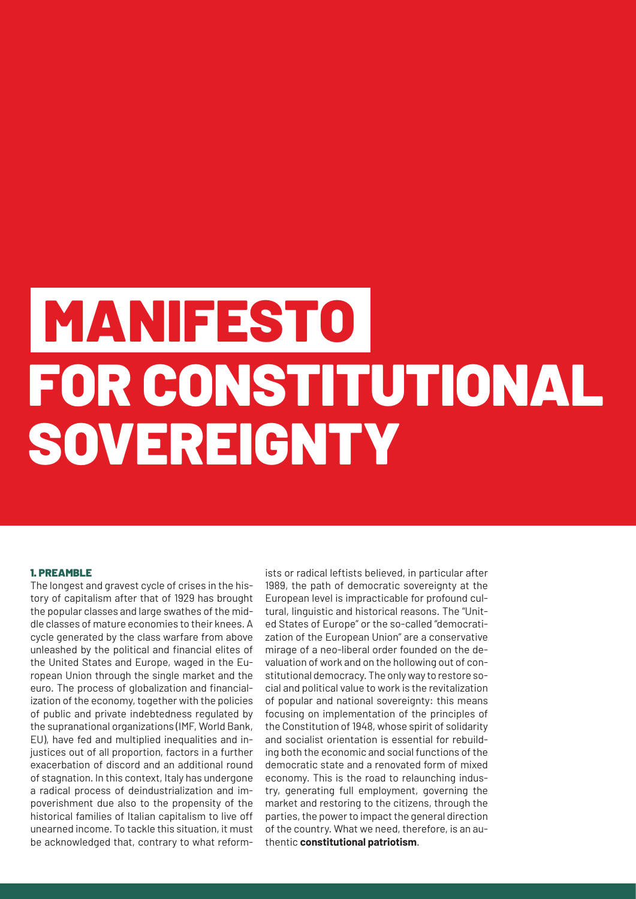# MANIFESTO FOR CONSTITUTIONAL SOVEREIGNTY

## 1. PREAMBLE

The longest and gravest cycle of crises in the history of capitalism after that of 1929 has brought the popular classes and large swathes of the middle classes of mature economies to their knees. A cycle generated by the class warfare from above unleashed by the political and financial elites of the United States and Europe, waged in the European Union through the single market and the euro. The process of globalization and financialization of the economy, together with the policies of public and private indebtedness regulated by the supranational organizations (IMF, World Bank, EU), have fed and multiplied inequalities and injustices out of all proportion, factors in a further exacerbation of discord and an additional round of stagnation. In this context, Italy has undergone a radical process of deindustrialization and impoverishment due also to the propensity of the historical families of Italian capitalism to live off unearned income. To tackle this situation, it must be acknowledged that, contrary to what reformists or radical leftists believed, in particular after 1989, the path of democratic sovereignty at the European level is impracticable for profound cultural, linguistic and historical reasons. The "United States of Europe" or the so-called "democratization of the European Union" are a conservative mirage of a neo-liberal order founded on the devaluation of work and on the hollowing out of constitutional democracy. The only way to restore social and political value to work is the revitalization of popular and national sovereignty: this means focusing on implementation of the principles of the Constitution of 1948, whose spirit of solidarity and socialist orientation is essential for rebuilding both the economic and social functions of the democratic state and a renovated form of mixed economy. This is the road to relaunching industry, generating full employment, governing the market and restoring to the citizens, through the parties, the power to impact the general direction of the country. What we need, therefore, is an authentic **constitutional patriotism**.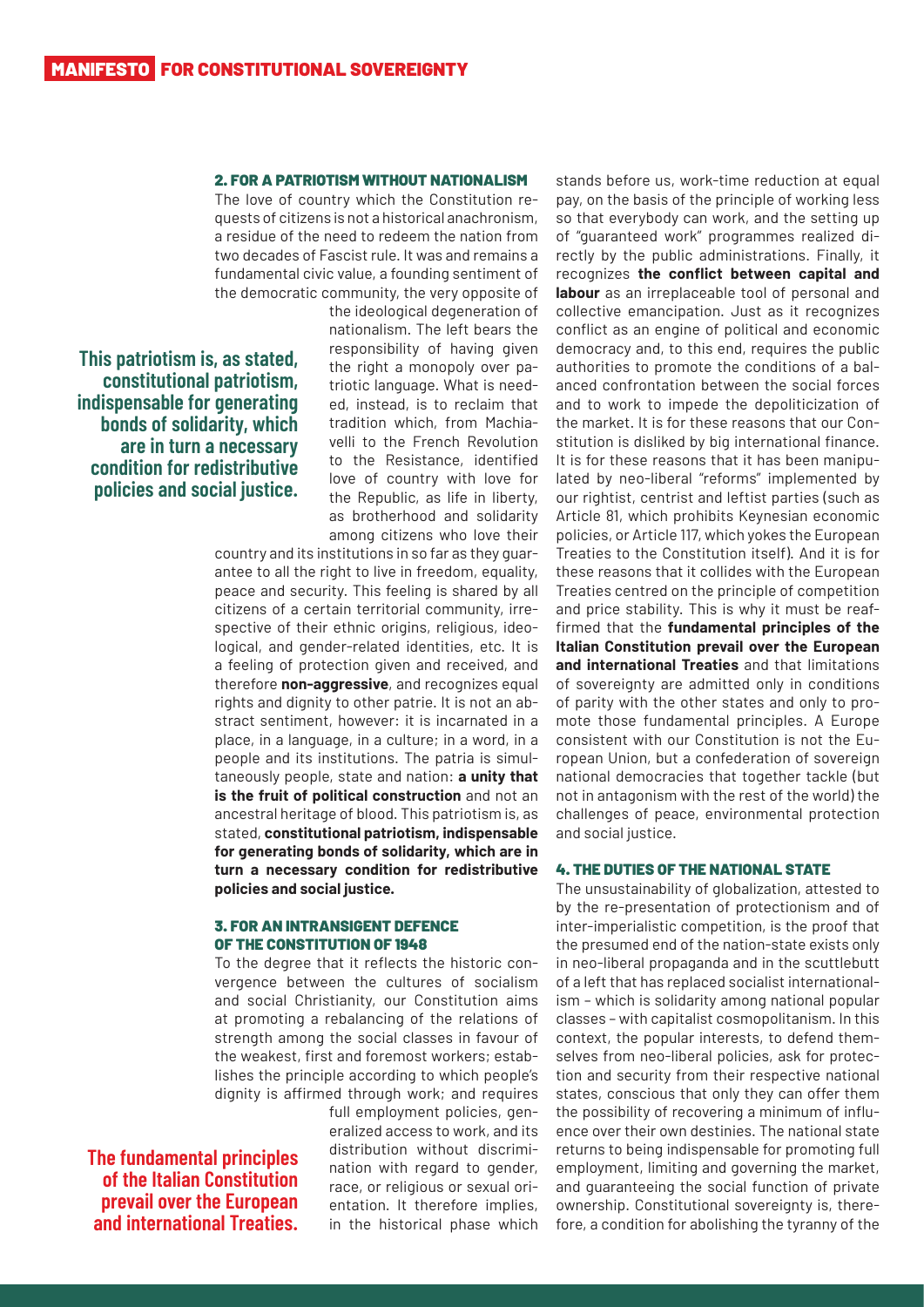## 2. FOR A PATRIOTISM WITHOUT NATIONALISM

The love of country which the Constitution requests of citizens is not a historical anachronism, a residue of the need to redeem the nation from two decades of Fascist rule. It was and remains a fundamental civic value, a founding sentiment of the democratic community, the very opposite of the ideological degeneration of nationalism. The left bears the responsibility of having given the right a monopoly over patriotic language. What is needed, instead, is to reclaim that tradition which, from Machiavelli to the French Revolution to the Resistance, identified love of country with love for the Republic, as life in liberty, as brotherhood and solidarity among citizens who love their country and its institutions in so far as they guarantee to all the right to live in freedom, equality, peace and security. This feeling is shared by all citizens of a certain territorial community, irrespective of their ethnic origins, religious, ideological, and gender-related identities, etc. It is a feeling of protection given and received, and therefore **non-aggressive**, and recognizes equal rights and dignity to other patrie. It is not an abstract sentiment, however: it is incarnated in a place, in a language, in a culture; in a word, in a people and its institutions. The patria is simultaneously people, state and nation: **a unity that is the fruit of political construction** and not an ancestral heritage of blood. This patriotism is, as stated, **constitutional patriotism, indispensable for generating bonds of solidarity, which are in turn a necessary condition for redistributive policies and social justice.**

## 3. FOR AN INTRANSIGENT DEFENCE OF THE CONSTITUTION OF 1948

To the degree that it reflects the historic convergence between the cultures of socialism and social Christianity, our Constitution aims at promoting a rebalancing of the relations of strength among the social classes in favour of the weakest, first and foremost workers; establishes the principle according to which people's dignity is affirmed through work; and requires full employment policies, generalized access to work, and its distribution without discrimination with regard to gender, race, or religious or sexual orientation. It therefore implies, in the historical phase which stands before us, work-time reduction at equal pay, on the basis of the principle of working less so that everybody can work, and the setting up of "guaranteed work" programmes realized directly by the public administrations. Finally, it recognizes **the conflict between capital and labour** as an irreplaceable tool of personal and collective emancipation. Just as it recognizes conflict as an engine of political and economic democracy and, to this end, requires the public authorities to promote the conditions of a balanced confrontation between the social forces and to work to impede the depoliticization of the market. It is for these reasons that our Constitution is disliked by big international finance. It is for these reasons that it has been manipulated by neo-liberal "reforms" implemented by our rightist, centrist and leftist parties (such as Article 81, which prohibits Keynesian economic policies, or Article 117, which yokes the European Treaties to the Constitution itself). And it is for these reasons that it collides with the European Treaties centred on the principle of competition and price stability. This is why it must be reaffirmed that the **fundamental principles of the Italian Constitution prevail over the European and international Treaties** and that limitations of sovereignty are admitted only in conditions of parity with the other states and only to promote those fundamental principles. A Europe consistent with our Constitution is not the European Union, but a confederation of sovereign national democracies that together tackle (but not in antagonism with the rest of the world) the challenges of peace, environmental protection and social justice.

## 4. THE DUTIES OF THE NATIONAL STATE

The unsustainability of globalization, attested to by the re-presentation of protectionism and of inter-imperialistic competition, is the proof that the presumed end of the nation-state exists only in neo-liberal propaganda and in the scuttlebutt of a left that has replaced socialist internationalism – which is solidarity among national popular classes – with capitalist cosmopolitanism. In this context, the popular interests, to defend themselves from neo-liberal policies, ask for protection and security from their respective national states, conscious that only they can offer them the possibility of recovering a minimum of influence over their own destinies. The national state returns to being indispensable for promoting full employment, limiting and governing the market, and guaranteeing the social function of private ownership. Constitutional sovereignty is, therefore, a condition for abolishing the tyranny of the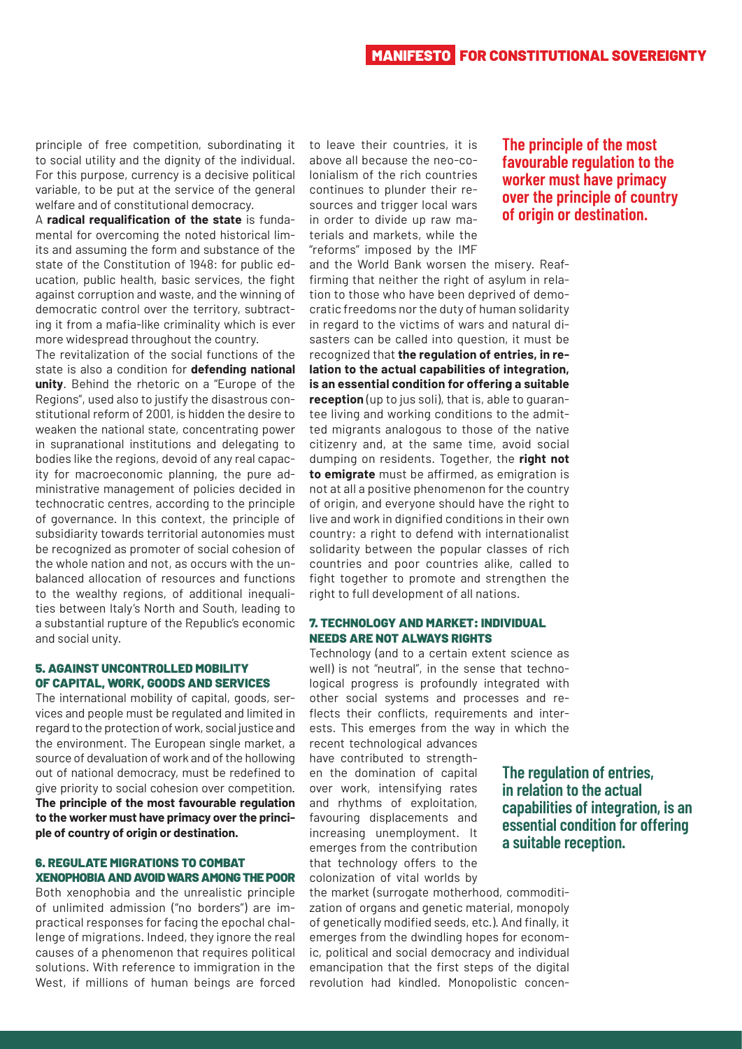principle of free competition, subordinating it to social utility and the dignity of the individual. For this purpose, currency is a decisive political variable, to be put at the service of the general welfare and of constitutional democracy.

A **radical requalification of the state** is fundamental for overcoming the noted historical limits and assuming the form and substance of the state of the Constitution of 1948: for public education, public health, basic services, the fight against corruption and waste, and the winning of democratic control over the territory, subtracting it from a mafia-like criminality which is ever more widespread throughout the country.

The revitalization of the social functions of the state is also a condition for **defending national unity**. Behind the rhetoric on a "Europe of the Regions", used also to justify the disastrous constitutional reform of 2001, is hidden the desire to weaken the national state, concentrating power in supranational institutions and delegating to bodies like the regions, devoid of any real capacity for macroeconomic planning, the pure administrative management of policies decided in technocratic centres, according to the principle of governance. In this context, the principle of subsidiarity towards territorial autonomies must be recognized as promoter of social cohesion of the whole nation and not, as occurs with the unbalanced allocation of resources and functions to the wealthy regions, of additional inequalities between Italy's North and South, leading to a substantial rupture of the Republic's economic and social unity.

## 5. AGAINST UNCONTROLLED MOBILITY OF CAPITAL, WORK, GOODS AND SERVICES

The international mobility of capital, goods, services and people must be regulated and limited in regard to the protection of work, social justice and the environment. The European single market, a source of devaluation of work and of the hollowing out of national democracy, must be redefined to give priority to social cohesion over competition. **The principle of the most favourable regulation to the worker must have primacy over the principle of country of origin or destination.**

## 6. REGULATE MIGRATIONS TO COMBAT XENOPHOBIA AND AVOID WARS AMONG THE POOR

Both xenophobia and the unrealistic principle of unlimited admission ("no borders") are impractical responses for facing the epochal challenge of migrations. Indeed, they ignore the real causes of a phenomenon that requires political solutions. With reference to immigration in the West, if millions of human beings are forced to leave their countries, it is above all because the neo-colonialism of the rich countries continues to plunder their resources and trigger local wars in order to divide up raw materials and markets, while the "reforms" imposed by the IMF and the World Bank worsen the misery. Reaffirming that neither the right of asylum in relation to those who have been deprived of democratic freedoms nor the duty of human solidarity in regard to the victims of wars and natural disasters can be called into question, it must be recognized that **the regulation of entries, in relation to the actual capabilities of integration, is an essential condition for offering a suitable reception** (up to jus soli), that is, able to guarantee living and working conditions to the admitted migrants analogous to those of the native citizenry and, at the same time, avoid social dumping on residents. Together, the **right not to emigrate** must be affirmed, as emigration is not at all a positive phenomenon for the country of origin, and everyone should have the right to live and work in dignified conditions in their own country: a right to defend with internationalist solidarity between the popular classes of rich countries and poor countries alike, called to fight together to promote and strengthen the right to full development of all nations.

## 7. TECHNOLOGY AND MARKET: INDIVIDUAL NEEDS ARE NOT ALWAYS RIGHTS

Technology (and to a certain extent science as well) is not "neutral", in the sense that technological progress is profoundly integrated with other social systems and processes and reflects their conflicts, requirements and interests. This emerges from the way in which the recent technological advances have contributed to strengthen the domination of capital over work, intensifying rates and rhythms of exploitation, favouring displacements and increasing unemployment. It emerges from the contribution that technology offers to the colonization of vital worlds by the market (surrogate motherhood, commoditization of organs and genetic material, monopoly of genetically modified seeds, etc.). And finally, it emerges from the dwindling hopes for economic, political and social democracy and individual emancipation that the first steps of the digital revolution had kindled. Monopolistic concen-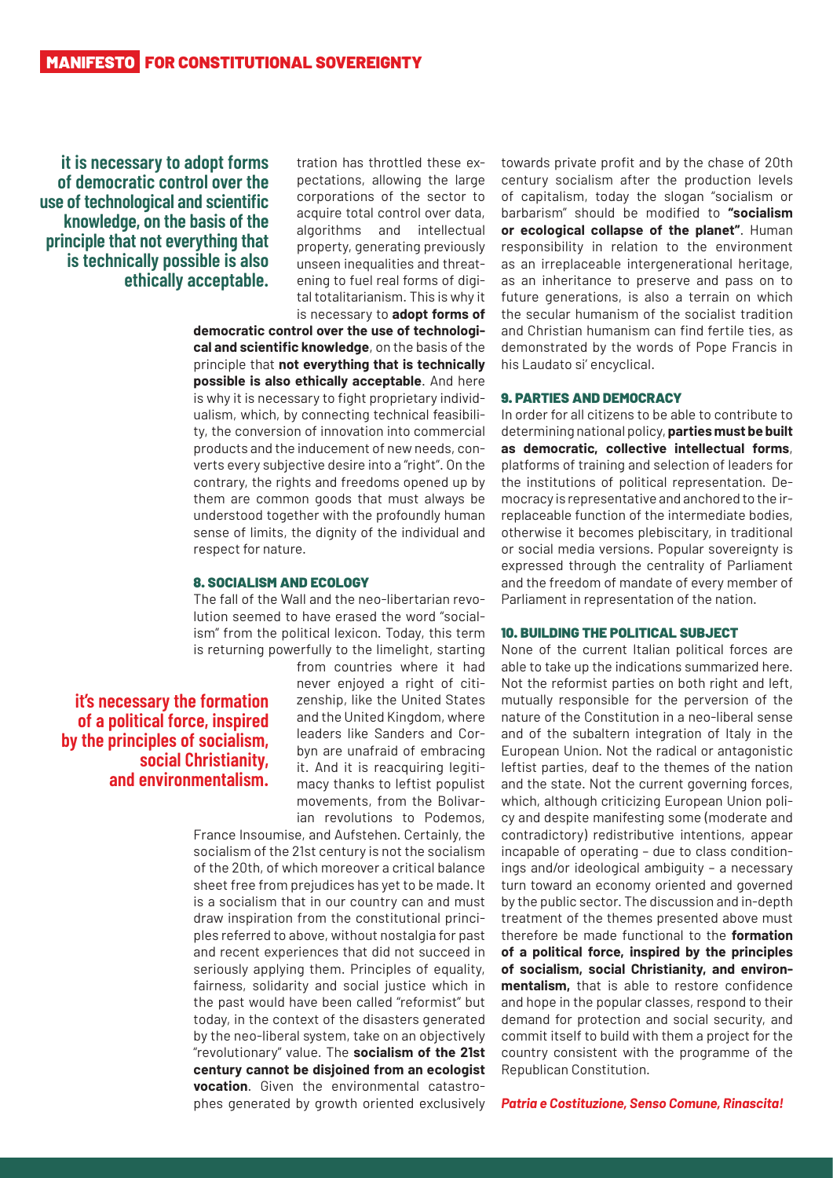**it is necessary to adopt forms of democratic control over the use of technological and scientific knowledge, on the basis of the principle that not everything that is technically possible is also ethically acceptable.**

tration has throttled these expectations, allowing the large corporations of the sector to acquire total control over data, algorithms and intellectual property, generating previously unseen inequalities and threatening to fuel real forms of digital totalitarianism. This is why it is necessary to **adopt forms of democratic control over the use of technological and scientific knowledge**, on the basis of the principle that **not everything that is technically possible is also ethically acceptable**. And here is why it is necessary to fight proprietary individualism, which, by connecting technical feasibility, the conversion of innovation into commercial products and the inducement of new needs, converts every subjective desire into a "right". On the contrary, the rights and freedoms opened up by them are common goods that must always be understood together with the profoundly human sense of limits, the dignity of the individual and respect for nature.

### 8. SOCIALISM AND ECOLOGY

The fall of the Wall and the neo-libertarian revolution seemed to have erased the word "socialism" from the political lexicon. Today, this term is returning powerfully to the limelight, starting from countries where it had never enjoyed a right of citizenship, like the United States and the United Kingdom, where leaders like Sanders and Corbyn are unafraid of embracing it. And it is reacquiring legitimacy thanks to leftist populist movements, from the Bolivarian revolutions to Podemos, France Insoumise, and Aufstehen. Certainly, the socialism of the 21st century is not the socialism of the 20th, of which moreover a critical balance sheet free from prejudices has yet to be made. It is a socialism that in our country can and must draw inspiration from the constitutional principles referred to above, without nostalgia for past and recent experiences that did not succeed in seriously applying them. Principles of equality, fairness, solidarity and social justice which in the past would have been called "reformist" but today, in the context of the disasters generated by the neo-liberal system, take on an objectively "revolutionary" value. The **socialism of the 21st century cannot be disjoined from an ecologist vocation**. Given the environmental catastrophes generated by growth oriented exclusively towards private profit and by the chase of 20th century socialism after the production levels of capitalism, today the slogan "socialism or barbarism" should be modified to **"socialism or ecological collapse of the planet"**. Human responsibility in relation to the environment as an irreplaceable intergenerational heritage, as an inheritance to preserve and pass on to future generations, is also a terrain on which the secular humanism of the socialist tradition and Christian humanism can find fertile ties, as demonstrated by the words of Pope Francis in his Laudato si' encyclical.

**it's necessary the formation of a political force, inspired by the principles of socialism, social Christianity, and environmentalism.**

### 9. PARTIES AND DEMOCRACY

In order for all citizens to be able to contribute to determining national policy, **parties must be built as democratic, collective intellectual forms**, platforms of training and selection of leaders for the institutions of political representation. Democracy is representative and anchored to the irreplaceable function of the intermediate bodies, otherwise it becomes plebiscitary, in traditional or social media versions. Popular sovereignty is expressed through the centrality of Parliament and the freedom of mandate of every member of Parliament in representation of the nation.

### 10. BUILDING THE POLITICAL SUBJECT

None of the current Italian political forces are able to take up the indications summarized here. Not the reformist parties on both right and left, mutually responsible for the perversion of the nature of the Constitution in a neo-liberal sense and of the subaltern integration of Italy in the European Union. Not the radical or antagonistic leftist parties, deaf to the themes of the nation and the state. Not the current governing forces, which, although criticizing European Union policy and despite manifesting some (moderate and contradictory) redistributive intentions, appear incapable of operating – due to class conditionings and/or ideological ambiguity – a necessary turn toward an economy oriented and governed by the public sector. The discussion and in-depth treatment of the themes presented above must therefore be made functional to the **formation of a political force, inspired by the principles of socialism, social Christianity, and environmentalism,** that is able to restore confidence and hope in the popular classes, respond to their demand for protection and social security, and commit itself to build with them a project for the country consistent with the programme of the Republican Constitution.

***Patria e Costituzione, Senso Comune, Rinascita!***